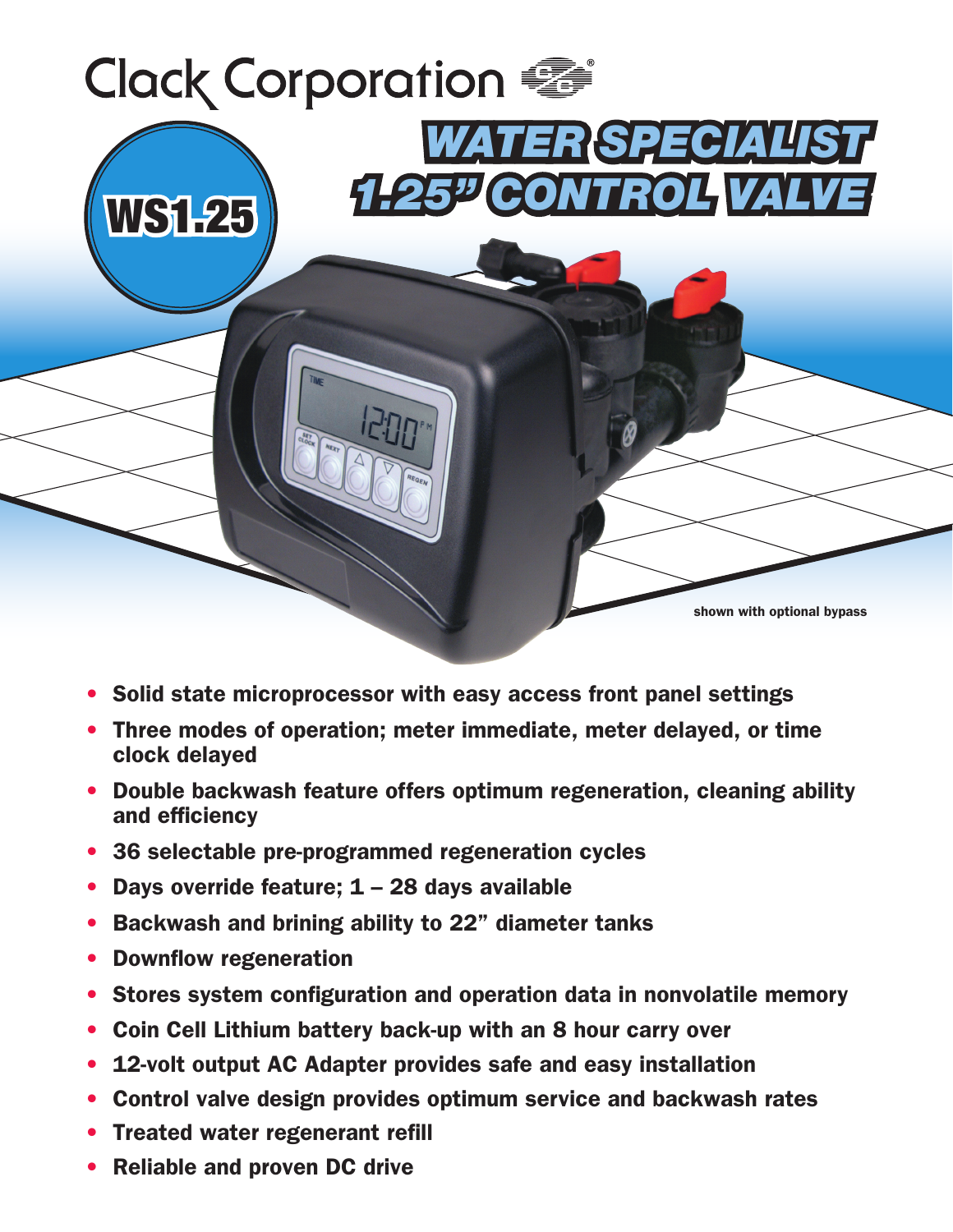Clack Corporation

# WS1.25

# WATER SPECIALIST 1.25" CONTROL VALVE

shown with optional bypass

- Solid state microprocessor with easy access front panel settings
- Three modes of operation; meter immediate, meter delayed, or time clock delayed
- Double backwash feature offers optimum regeneration, cleaning ability and efficiency
- 36 selectable pre-programmed regeneration cycles
- Days override feature; 1 – 28 days available
- Backwash and brining ability to 22" diameter tanks
- Downflow regeneration
- Stores system configuration and operation data in nonvolatile memory
- Coin Cell Lithium battery back-up with an 8 hour carry over
- 12-volt output AC Adapter provides safe and easy installation
- Control valve design provides optimum service and backwash rates
- Treated water regenerant refill
- Reliable and proven DC drive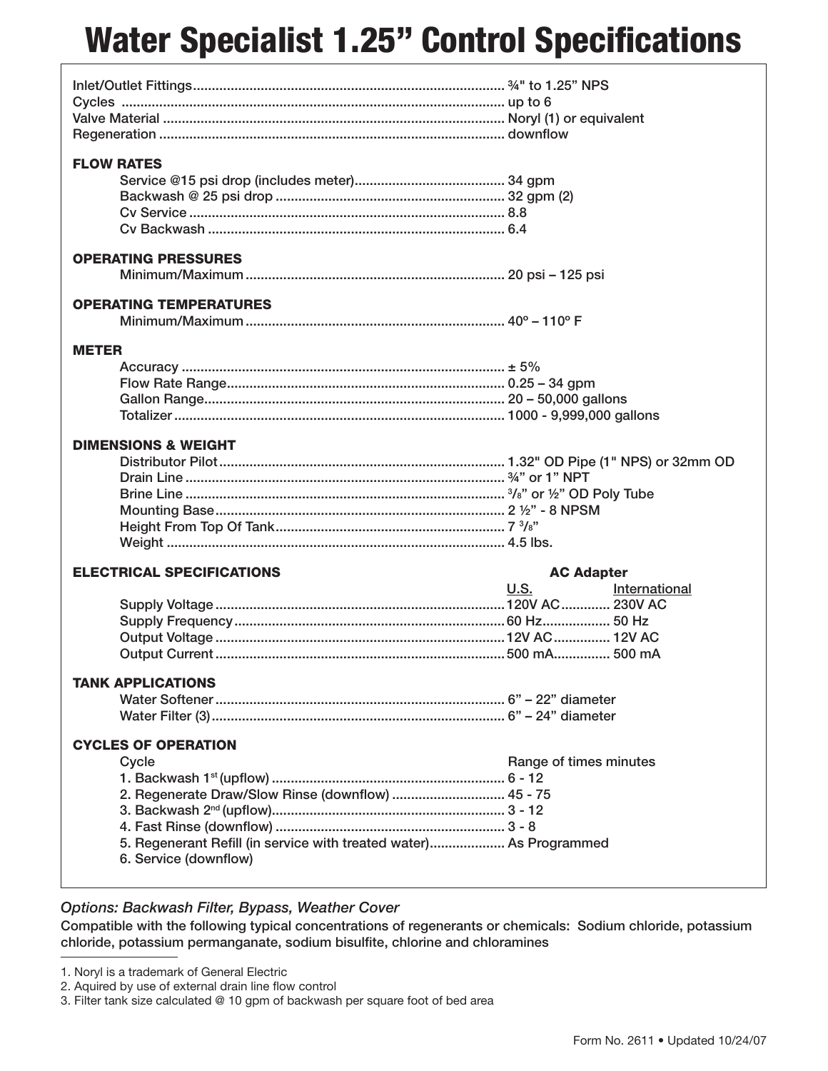# Water Specialist 1.25" Control Specifications

| | |
|---|---|
| Inlet/Outlet Fittings | ¾" to 1.25" NPS |
| Cycles | up to 6 |
| Valve Material | Noryl (1) or equivalent |
| Regeneration | downflow |

**FLOW RATES**

| | |
|---|---|
| Service @15 psi drop (includes meter) | 34 gpm |
| Backwash @ 25 psi drop | 32 gpm (2) |
| Cv Service | 8.8 |
| Cv Backwash | 6.4 |

**OPERATING PRESSURES**

| | |
|---|---|
| Minimum/Maximum | 20 psi – 125 psi |

**OPERATING TEMPERATURES**

| | |
|---|---|
| Minimum/Maximum | 40º – 110º F |

**METER**

| | |
|---|---|
| Accuracy | ± 5% |
| Flow Rate Range | 0.25 – 34 gpm |
| Gallon Range | 20 – 50,000 gallons |
| Totalizer | 1000 - 9,999,000 gallons |

**DIMENSIONS & WEIGHT**

| | |
|---|---|
| Distributor Pilot | 1.32" OD Pipe (1" NPS) or 32mm OD |
| Drain Line | ¾" or 1" NPT |
| Brine Line | 3/8" or ½" OD Poly Tube |
| Mounting Base | 2 ½" - 8 NPSM |
| Height From Top Of Tank | 7 3/8" |
| Weight | 4.5 lbs. |

**ELECTRICAL SPECIFICATIONS**

| | AC Adapter | |
|---|---|---|
| | U.S. | International |
| Supply Voltage | 120V AC | 230V AC |
| Supply Frequency | 60 Hz | 50 Hz |
| Output Voltage | 12V AC | 12V AC |
| Output Current | 500 mA | 500 mA |

**TANK APPLICATIONS**

| | |
|---|---|
| Water Softener | 6" – 22" diameter |
| Water Filter (3) | 6" – 24" diameter |

**CYCLES OF OPERATION**

| Cycle | Range of times minutes |
|---|---|
| 1. Backwash 1st (upflow) | 6 - 12 |
| 2. Regenerate Draw/Slow Rinse (downflow) | 45 - 75 |
| 3. Backwash 2nd (upflow) | 3 - 12 |
| 4. Fast Rinse (downflow) | 3 - 8 |
| 5. Regenerant Refill (in service with treated water) | As Programmed |
| 6. Service (downflow) | |

*Options: Backwash Filter, Bypass, Weather Cover*

Compatible with the following typical concentrations of regenerants or chemicals: Sodium chloride, potassium chloride, potassium permanganate, sodium bisulfite, chlorine and chloramines

1. Noryl is a trademark of General Electric
2. Aquired by use of external drain line flow control
3. Filter tank size calculated @ 10 gpm of backwash per square foot of bed area

Form No. 2611 • Updated 10/24/07